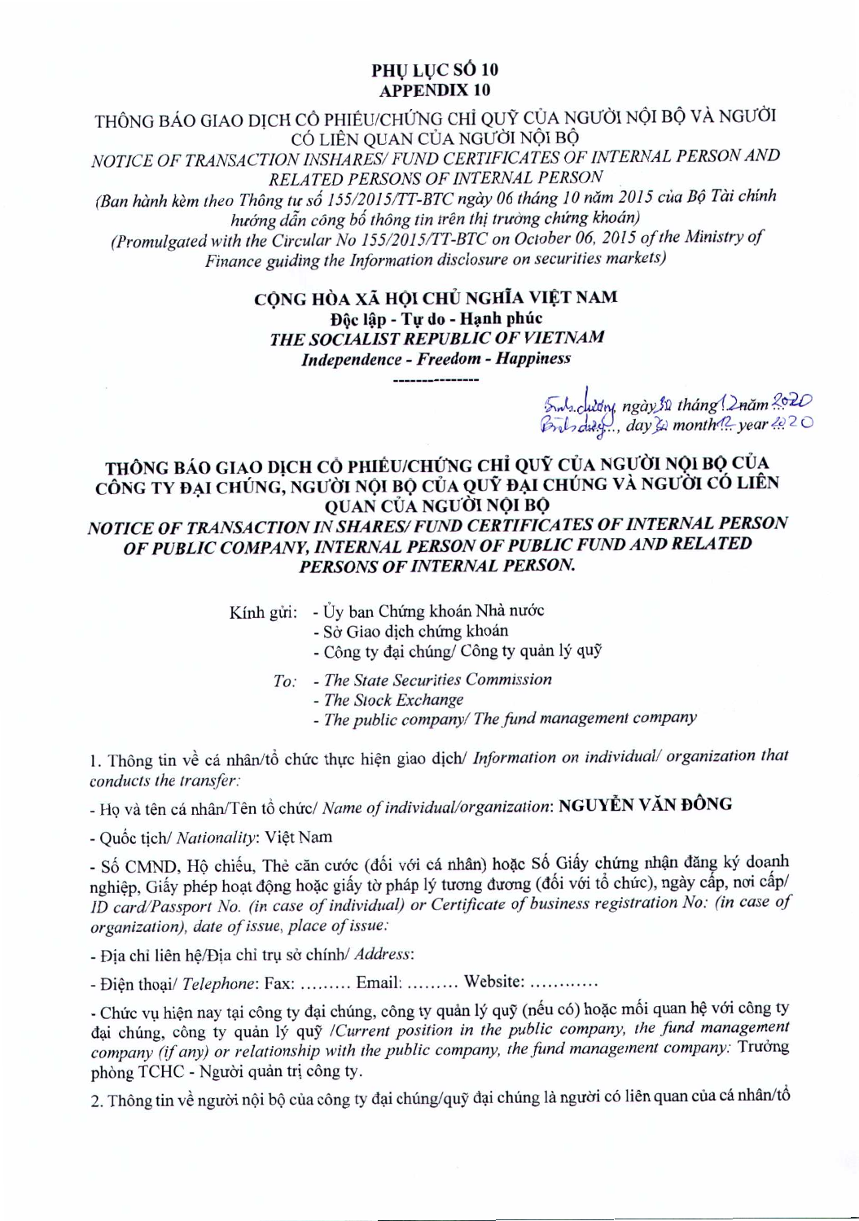**PHỤ LỤC SỐ 10**
**APPENDIX 10**

THÔNG BÁO GIAO DỊCH CỔ PHIẾU/CHỨNG CHỈ QUỸ CỦA NGƯỜI NỘI BỘ VÀ NGƯỜI CÓ LIÊN QUAN CỦA NGƯỜI NỘI BỘ

*NOTICE OF TRANSACTION INSHARES/ FUND CERTIFICATES OF INTERNAL PERSON AND RELATED PERSONS OF INTERNAL PERSON*

*(Ban hành kèm theo Thông tư số 155/2015/TT-BTC ngày 06 tháng 10 năm 2015 của Bộ Tài chính hướng dẫn công bố thông tin trên thị trường chứng khoán)*

*(Promulgated with the Circular No 155/2015/TT-BTC on October 06, 2015 of the Ministry of Finance guiding the Information disclosure on securities markets)*

**CỘNG HÒA XÃ HỘI CHỦ NGHĨA VIỆT NAM**
**Độc lập - Tự do - Hạnh phúc**
***THE SOCIALIST REPUBLIC OF VIETNAM***
***Independence - Freedom - Happiness***

---------------

*Bình Dương ngày 30 tháng 12 năm 2020*
*Bình Dương, day 30 month 12 year 2020*

**THÔNG BÁO GIAO DỊCH CỔ PHIẾU/CHỨNG CHỈ QUỸ CỦA NGƯỜI NỘI BỘ CỦA CÔNG TY ĐẠI CHÚNG, NGƯỜI NỘI BỘ CỦA QUỸ ĐẠI CHÚNG VÀ NGƯỜI CÓ LIÊN QUAN CỦA NGƯỜI NỘI BỘ**

***NOTICE OF TRANSACTION IN SHARES/ FUND CERTIFICATES OF INTERNAL PERSON OF PUBLIC COMPANY, INTERNAL PERSON OF PUBLIC FUND AND RELATED PERSONS OF INTERNAL PERSON.***

Kính gửi:
- Ủy ban Chứng khoán Nhà nước
- Sở Giao dịch chứng khoán
- Công ty đại chúng/ Công ty quản lý quỹ

*To:*
- *The State Securities Commission*
- *The Stock Exchange*
- *The public company/ The fund management company*

1. Thông tin về cá nhân/tổ chức thực hiện giao dịch/ *Information on individual/ organization that conducts the transfer:*

- Họ và tên cá nhân/Tên tổ chức/ *Name of individual/organization*: **NGUYỄN VĂN ĐÔNG**

- Quốc tịch/ *Nationality*: Việt Nam

- Số CMND, Hộ chiếu, Thẻ căn cước (đối với cá nhân) hoặc Số Giấy chứng nhận đăng ký doanh nghiệp, Giấy phép hoạt động hoặc giấy tờ pháp lý tương đương (đối với tổ chức), ngày cấp, nơi cấp/ *ID card/Passport No. (in case of individual) or Certificate of business registration No: (in case of organization), date of issue, place of issue:*

- Địa chỉ liên hệ/Địa chỉ trụ sở chính/ *Address*:

- Điện thoại/ *Telephone*: Fax: ……… Email: ……… Website: …………

- Chức vụ hiện nay tại công ty đại chúng, công ty quản lý quỹ (nếu có) hoặc mối quan hệ với công ty đại chúng, công ty quản lý quỹ /*Current position in the public company, the fund management company (if any) or relationship with the public company, the fund management company:* Trưởng phòng TCHC - Người quản trị công ty.

2. Thông tin về người nội bộ của công ty đại chúng/quỹ đại chúng là người có liên quan của cá nhân/tổ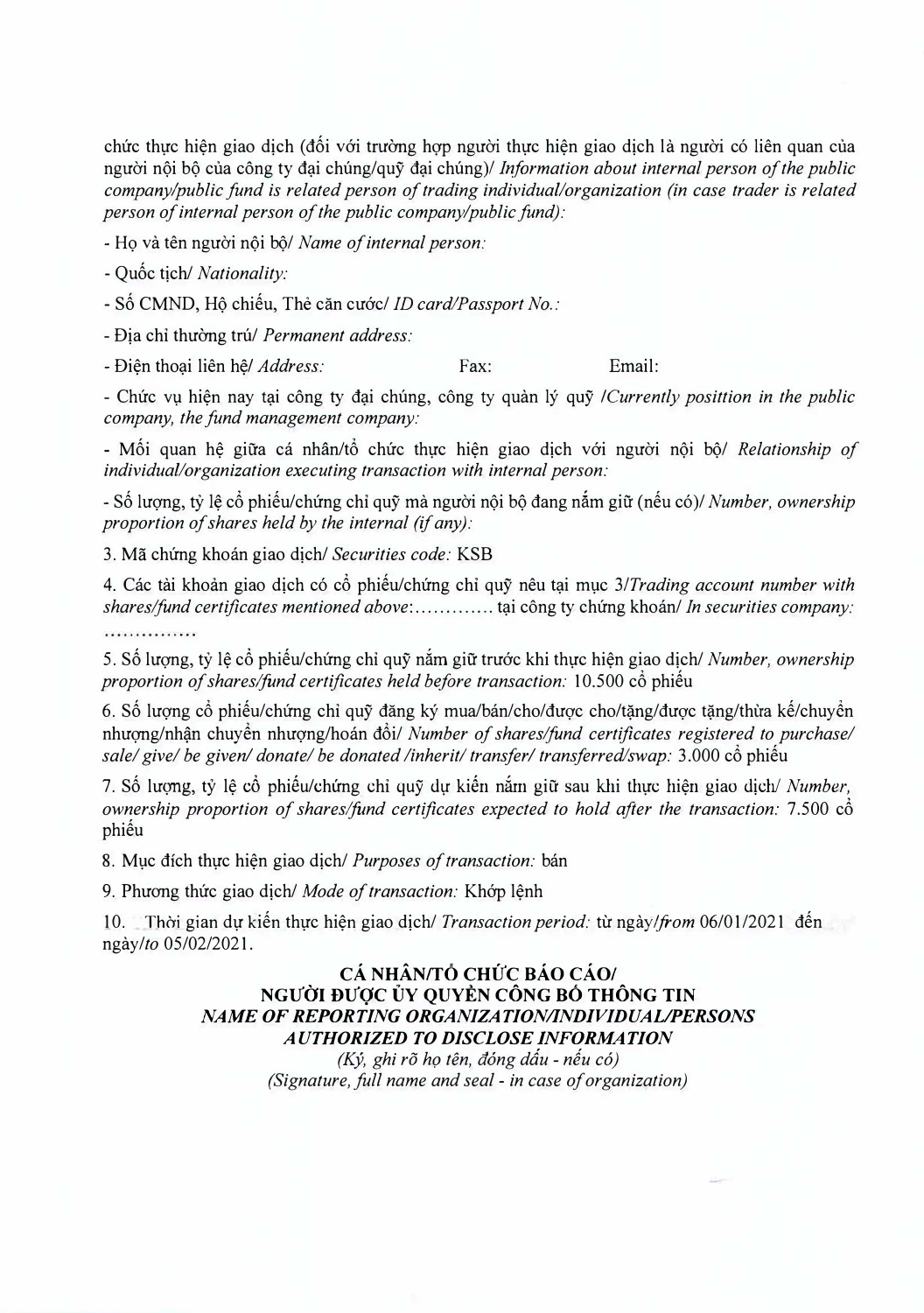chức thực hiện giao dịch (đối với trường hợp người thực hiện giao dịch là người có liên quan của người nội bộ của công ty đại chúng/quỹ đại chúng)/ *Information about internal person of the public company/public fund is related person of trading individual/organization (in case trader is related person of internal person of the public company/public fund):*

- Họ và tên người nội bộ/ *Name of internal person:*
- Quốc tịch/ *Nationality:*
- Số CMND, Hộ chiếu, Thẻ căn cước/ *ID card/Passport No.:*
- Địa chỉ thường trú/ *Permanent address:*
- Điện thoại liên hệ/ *Address:* Fax: Email:
- Chức vụ hiện nay tại công ty đại chúng, công ty quản lý quỹ /*Currently positition in the public company, the fund management company:*
- Mối quan hệ giữa cá nhân/tổ chức thực hiện giao dịch với người nội bộ/ *Relationship of individual/organization executing transaction with internal person:*
- Số lượng, tỷ lệ cổ phiếu/chứng chỉ quỹ mà người nội bộ đang nắm giữ (nếu có)/ *Number, ownership proportion of shares held by the internal (if any):*

3. Mã chứng khoán giao dịch/ *Securities code:* KSB

4. Các tài khoản giao dịch có cổ phiếu/chứng chỉ quỹ nêu tại mục 3/*Trading account number with shares/fund certificates mentioned above*:............. tại công ty chứng khoán/ *In securities company:* ...............

5. Số lượng, tỷ lệ cổ phiếu/chứng chỉ quỹ nắm giữ trước khi thực hiện giao dịch/ *Number, ownership proportion of shares/fund certificates held before transaction:* 10.500 cổ phiếu

6. Số lượng cổ phiếu/chứng chỉ quỹ đăng ký mua/bán/cho/được cho/tặng/được tặng/thừa kế/chuyển nhượng/nhận chuyển nhượng/hoán đổi/ *Number of shares/fund certificates registered to purchase/ sale/ give/ be given/ donate/ be donated /inherit/ transfer/ transferred/swap:* 3.000 cổ phiếu

7. Số lượng, tỷ lệ cổ phiếu/chứng chỉ quỹ dự kiến nắm giữ sau khi thực hiện giao dịch/ *Number, ownership proportion of shares/fund certificates expected to hold after the transaction:* 7.500 cổ phiếu

8. Mục đích thực hiện giao dịch/ *Purposes of transaction:* bán

9. Phương thức giao dịch/ *Mode of transaction:* Khớp lệnh

10. Thời gian dự kiến thực hiện giao dịch/ *Transaction period:* từ ngày/*from* 06/01/2021 đến ngày/*to* 05/02/2021.

**CÁ NHÂN/TỔ CHỨC BÁO CÁO/**
**NGƯỜI ĐƯỢC ỦY QUYỀN CÔNG BỐ THÔNG TIN**
***NAME OF REPORTING ORGANIZATION/INDIVIDUAL/PERSONS AUTHORIZED TO DISCLOSE INFORMATION***
*(Ký, ghi rõ họ tên, đóng dấu - nếu có)*
*(Signature, full name and seal - in case of organization)*